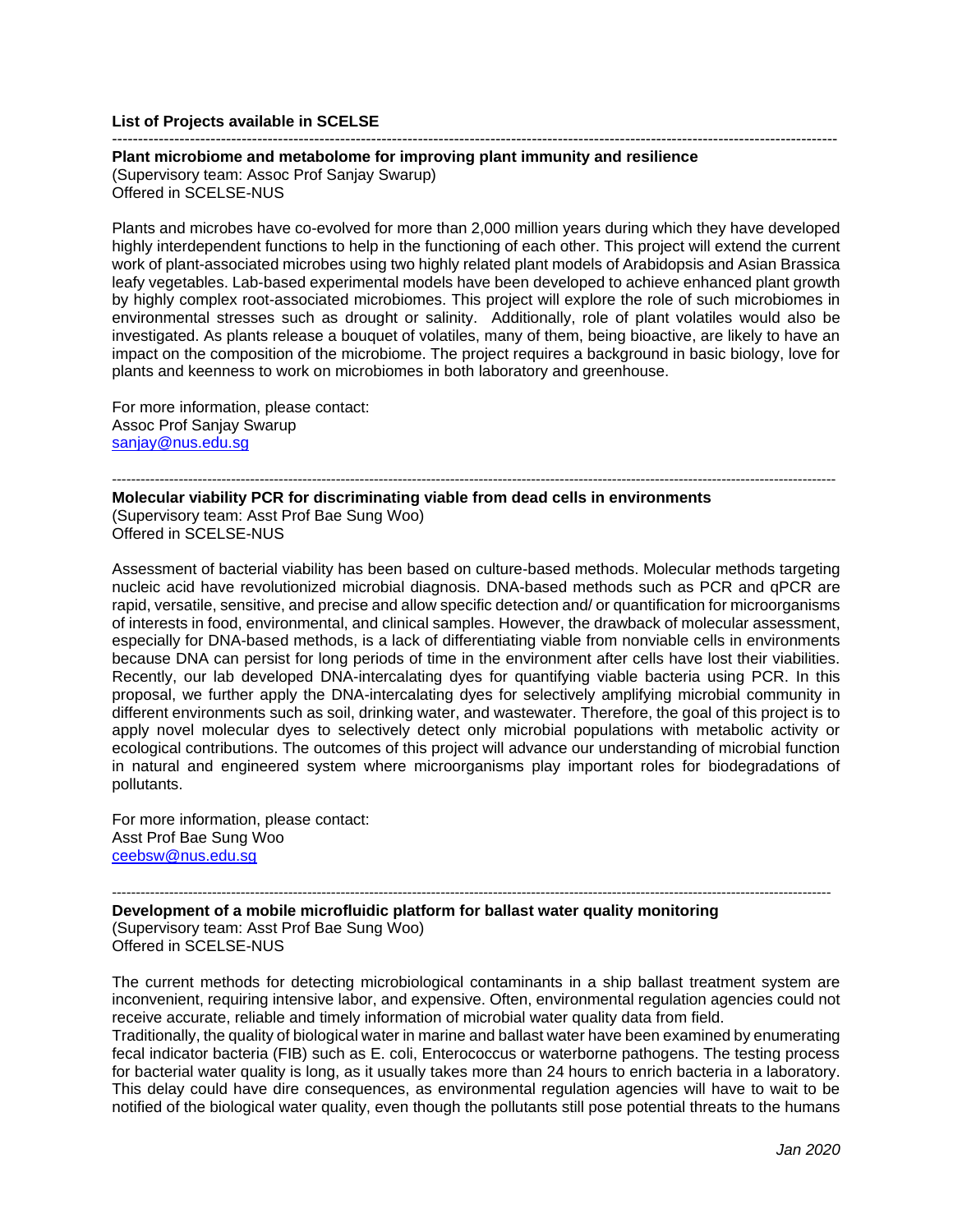**List of Projects available in SCELSE**

---

**Plant microbiome and metabolome for improving plant immunity and resilience**
(Supervisory team: Assoc Prof Sanjay Swarup)
Offered in SCELSE-NUS

Plants and microbes have co-evolved for more than 2,000 million years during which they have developed highly interdependent functions to help in the functioning of each other. This project will extend the current work of plant-associated microbes using two highly related plant models of Arabidopsis and Asian Brassica leafy vegetables. Lab-based experimental models have been developed to achieve enhanced plant growth by highly complex root-associated microbiomes. This project will explore the role of such microbiomes in environmental stresses such as drought or salinity. Additionally, role of plant volatiles would also be investigated. As plants release a bouquet of volatiles, many of them, being bioactive, are likely to have an impact on the composition of the microbiome. The project requires a background in basic biology, love for plants and keenness to work on microbiomes in both laboratory and greenhouse.

For more information, please contact:
Assoc Prof Sanjay Swarup
sanjay@nus.edu.sg

---

**Molecular viability PCR for discriminating viable from dead cells in environments**
(Supervisory team: Asst Prof Bae Sung Woo)
Offered in SCELSE-NUS

Assessment of bacterial viability has been based on culture-based methods. Molecular methods targeting nucleic acid have revolutionized microbial diagnosis. DNA-based methods such as PCR and qPCR are rapid, versatile, sensitive, and precise and allow specific detection and/ or quantification for microorganisms of interests in food, environmental, and clinical samples. However, the drawback of molecular assessment, especially for DNA-based methods, is a lack of differentiating viable from nonviable cells in environments because DNA can persist for long periods of time in the environment after cells have lost their viabilities. Recently, our lab developed DNA-intercalating dyes for quantifying viable bacteria using PCR. In this proposal, we further apply the DNA-intercalating dyes for selectively amplifying microbial community in different environments such as soil, drinking water, and wastewater. Therefore, the goal of this project is to apply novel molecular dyes to selectively detect only microbial populations with metabolic activity or ecological contributions. The outcomes of this project will advance our understanding of microbial function in natural and engineered system where microorganisms play important roles for biodegradations of pollutants.

For more information, please contact:
Asst Prof Bae Sung Woo
ceebsw@nus.edu.sg

---

**Development of a mobile microfluidic platform for ballast water quality monitoring**
(Supervisory team: Asst Prof Bae Sung Woo)
Offered in SCELSE-NUS

The current methods for detecting microbiological contaminants in a ship ballast treatment system are inconvenient, requiring intensive labor, and expensive. Often, environmental regulation agencies could not receive accurate, reliable and timely information of microbial water quality data from field.
Traditionally, the quality of biological water in marine and ballast water have been examined by enumerating fecal indicator bacteria (FIB) such as E. coli, Enterococcus or waterborne pathogens. The testing process for bacterial water quality is long, as it usually takes more than 24 hours to enrich bacteria in a laboratory. This delay could have dire consequences, as environmental regulation agencies will have to wait to be notified of the biological water quality, even though the pollutants still pose potential threats to the humans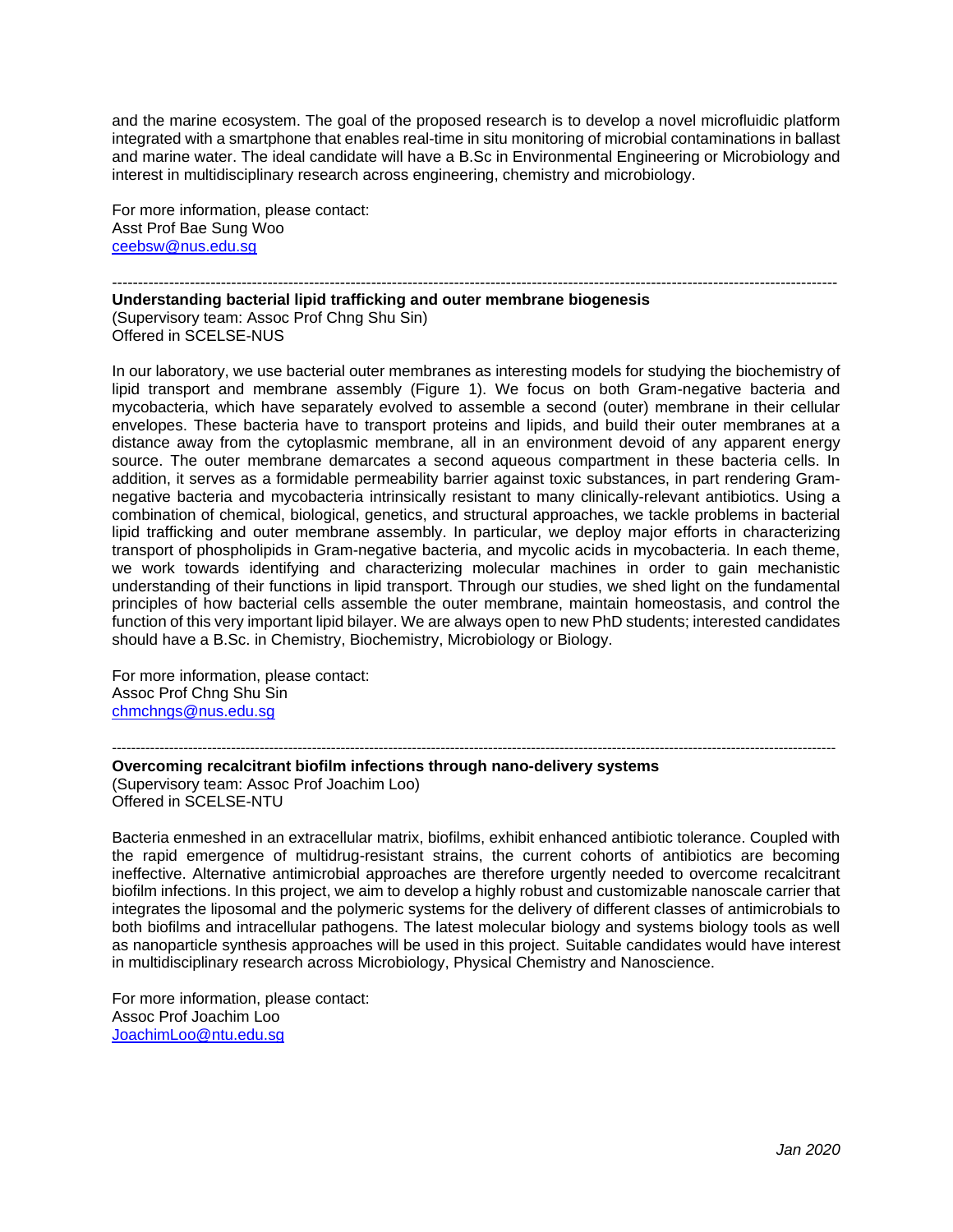and the marine ecosystem. The goal of the proposed research is to develop a novel microfluidic platform integrated with a smartphone that enables real-time in situ monitoring of microbial contaminations in ballast and marine water. The ideal candidate will have a B.Sc in Environmental Engineering or Microbiology and interest in multidisciplinary research across engineering, chemistry and microbiology.

For more information, please contact:
Asst Prof Bae Sung Woo
ceebsw@nus.edu.sg

---

**Understanding bacterial lipid trafficking and outer membrane biogenesis**
(Supervisory team: Assoc Prof Chng Shu Sin)
Offered in SCELSE-NUS

In our laboratory, we use bacterial outer membranes as interesting models for studying the biochemistry of lipid transport and membrane assembly (Figure 1). We focus on both Gram-negative bacteria and mycobacteria, which have separately evolved to assemble a second (outer) membrane in their cellular envelopes. These bacteria have to transport proteins and lipids, and build their outer membranes at a distance away from the cytoplasmic membrane, all in an environment devoid of any apparent energy source. The outer membrane demarcates a second aqueous compartment in these bacteria cells. In addition, it serves as a formidable permeability barrier against toxic substances, in part rendering Gram-negative bacteria and mycobacteria intrinsically resistant to many clinically-relevant antibiotics. Using a combination of chemical, biological, genetics, and structural approaches, we tackle problems in bacterial lipid trafficking and outer membrane assembly. In particular, we deploy major efforts in characterizing transport of phospholipids in Gram-negative bacteria, and mycolic acids in mycobacteria. In each theme, we work towards identifying and characterizing molecular machines in order to gain mechanistic understanding of their functions in lipid transport. Through our studies, we shed light on the fundamental principles of how bacterial cells assemble the outer membrane, maintain homeostasis, and control the function of this very important lipid bilayer. We are always open to new PhD students; interested candidates should have a B.Sc. in Chemistry, Biochemistry, Microbiology or Biology.

For more information, please contact:
Assoc Prof Chng Shu Sin
chmchngs@nus.edu.sg

---

**Overcoming recalcitrant biofilm infections through nano-delivery systems**
(Supervisory team: Assoc Prof Joachim Loo)
Offered in SCELSE-NTU

Bacteria enmeshed in an extracellular matrix, biofilms, exhibit enhanced antibiotic tolerance. Coupled with the rapid emergence of multidrug-resistant strains, the current cohorts of antibiotics are becoming ineffective. Alternative antimicrobial approaches are therefore urgently needed to overcome recalcitrant biofilm infections. In this project, we aim to develop a highly robust and customizable nanoscale carrier that integrates the liposomal and the polymeric systems for the delivery of different classes of antimicrobials to both biofilms and intracellular pathogens. The latest molecular biology and systems biology tools as well as nanoparticle synthesis approaches will be used in this project. Suitable candidates would have interest in multidisciplinary research across Microbiology, Physical Chemistry and Nanoscience.

For more information, please contact:
Assoc Prof Joachim Loo
JoachimLoo@ntu.edu.sg

*Jan 2020*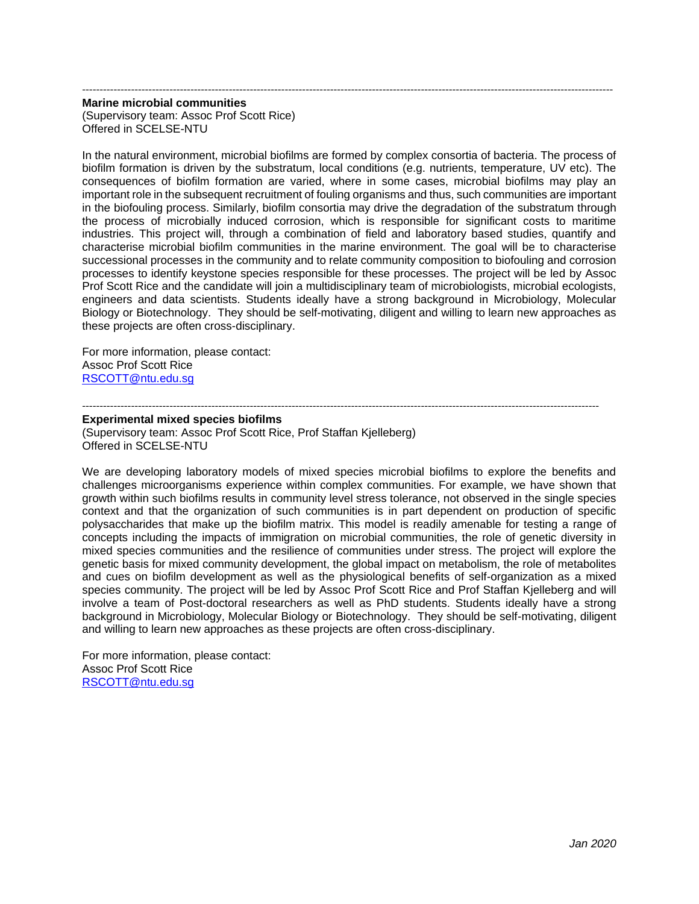---

**Marine microbial communities**
(Supervisory team: Assoc Prof Scott Rice)
Offered in SCELSE-NTU

In the natural environment, microbial biofilms are formed by complex consortia of bacteria. The process of biofilm formation is driven by the substratum, local conditions (e.g. nutrients, temperature, UV etc). The consequences of biofilm formation are varied, where in some cases, microbial biofilms may play an important role in the subsequent recruitment of fouling organisms and thus, such communities are important in the biofouling process. Similarly, biofilm consortia may drive the degradation of the substratum through the process of microbially induced corrosion, which is responsible for significant costs to maritime industries. This project will, through a combination of field and laboratory based studies, quantify and characterise microbial biofilm communities in the marine environment. The goal will be to characterise successional processes in the community and to relate community composition to biofouling and corrosion processes to identify keystone species responsible for these processes. The project will be led by Assoc Prof Scott Rice and the candidate will join a multidisciplinary team of microbiologists, microbial ecologists, engineers and data scientists. Students ideally have a strong background in Microbiology, Molecular Biology or Biotechnology. They should be self-motivating, diligent and willing to learn new approaches as these projects are often cross-disciplinary.

For more information, please contact:
Assoc Prof Scott Rice
[RSCOTT@ntu.edu.sg](mailto:RSCOTT@ntu.edu.sg)

---

**Experimental mixed species biofilms**
(Supervisory team: Assoc Prof Scott Rice, Prof Staffan Kjelleberg)
Offered in SCELSE-NTU

We are developing laboratory models of mixed species microbial biofilms to explore the benefits and challenges microorganisms experience within complex communities. For example, we have shown that growth within such biofilms results in community level stress tolerance, not observed in the single species context and that the organization of such communities is in part dependent on production of specific polysaccharides that make up the biofilm matrix. This model is readily amenable for testing a range of concepts including the impacts of immigration on microbial communities, the role of genetic diversity in mixed species communities and the resilience of communities under stress. The project will explore the genetic basis for mixed community development, the global impact on metabolism, the role of metabolites and cues on biofilm development as well as the physiological benefits of self-organization as a mixed species community. The project will be led by Assoc Prof Scott Rice and Prof Staffan Kjelleberg and will involve a team of Post-doctoral researchers as well as PhD students. Students ideally have a strong background in Microbiology, Molecular Biology or Biotechnology. They should be self-motivating, diligent and willing to learn new approaches as these projects are often cross-disciplinary.

For more information, please contact:
Assoc Prof Scott Rice
[RSCOTT@ntu.edu.sg](mailto:RSCOTT@ntu.edu.sg)

*Jan 2020*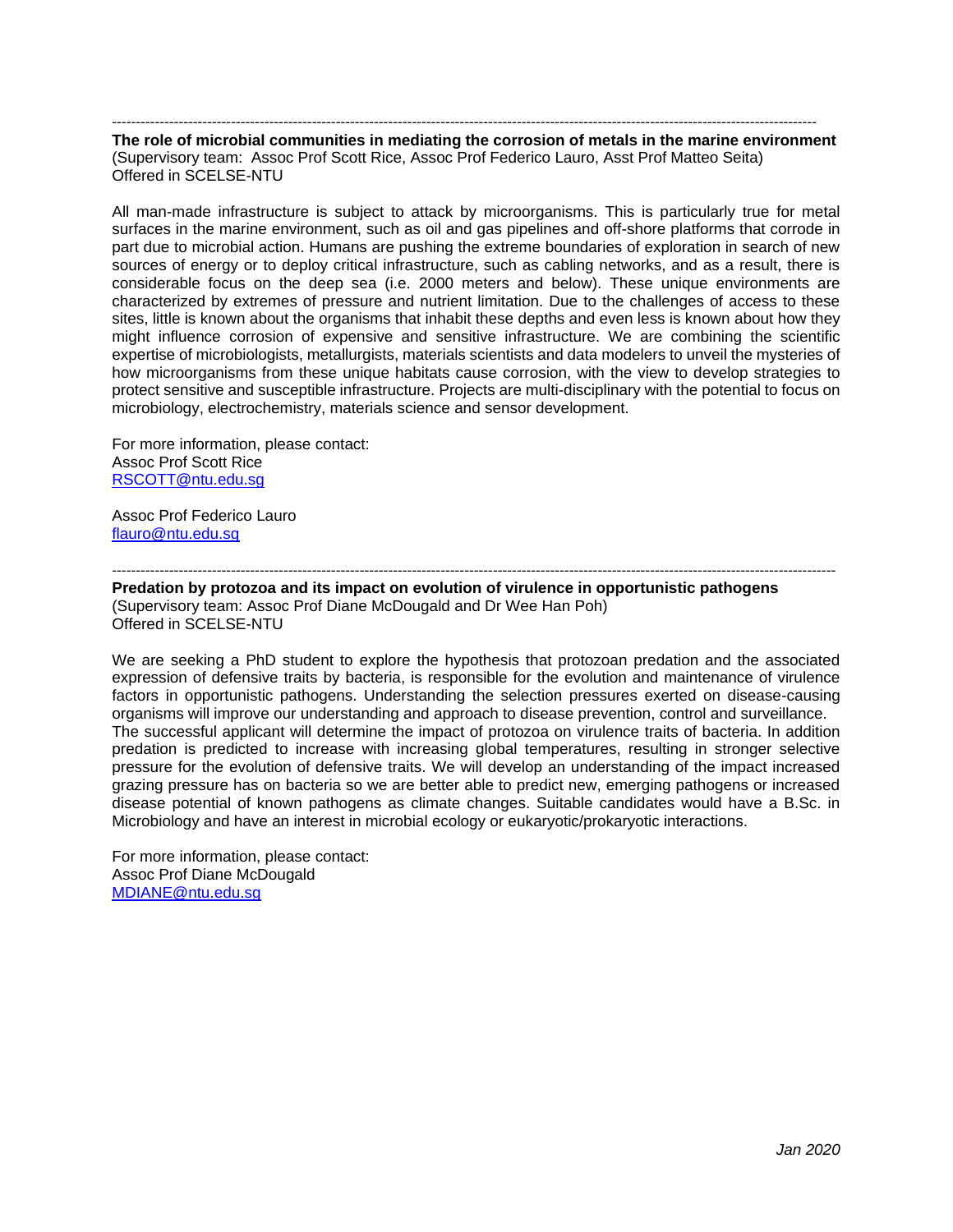---

**The role of microbial communities in mediating the corrosion of metals in the marine environment**
(Supervisory team: Assoc Prof Scott Rice, Assoc Prof Federico Lauro, Asst Prof Matteo Seita)
Offered in SCELSE-NTU

All man-made infrastructure is subject to attack by microorganisms. This is particularly true for metal surfaces in the marine environment, such as oil and gas pipelines and off-shore platforms that corrode in part due to microbial action. Humans are pushing the extreme boundaries of exploration in search of new sources of energy or to deploy critical infrastructure, such as cabling networks, and as a result, there is considerable focus on the deep sea (i.e. 2000 meters and below). These unique environments are characterized by extremes of pressure and nutrient limitation. Due to the challenges of access to these sites, little is known about the organisms that inhabit these depths and even less is known about how they might influence corrosion of expensive and sensitive infrastructure. We are combining the scientific expertise of microbiologists, metallurgists, materials scientists and data modelers to unveil the mysteries of how microorganisms from these unique habitats cause corrosion, with the view to develop strategies to protect sensitive and susceptible infrastructure. Projects are multi-disciplinary with the potential to focus on microbiology, electrochemistry, materials science and sensor development.

For more information, please contact:
Assoc Prof Scott Rice
RSCOTT@ntu.edu.sg

Assoc Prof Federico Lauro
flauro@ntu.edu.sg

---

**Predation by protozoa and its impact on evolution of virulence in opportunistic pathogens**
(Supervisory team: Assoc Prof Diane McDougald and Dr Wee Han Poh)
Offered in SCELSE-NTU

We are seeking a PhD student to explore the hypothesis that protozoan predation and the associated expression of defensive traits by bacteria, is responsible for the evolution and maintenance of virulence factors in opportunistic pathogens. Understanding the selection pressures exerted on disease-causing organisms will improve our understanding and approach to disease prevention, control and surveillance. The successful applicant will determine the impact of protozoa on virulence traits of bacteria. In addition predation is predicted to increase with increasing global temperatures, resulting in stronger selective pressure for the evolution of defensive traits. We will develop an understanding of the impact increased grazing pressure has on bacteria so we are better able to predict new, emerging pathogens or increased disease potential of known pathogens as climate changes. Suitable candidates would have a B.Sc. in Microbiology and have an interest in microbial ecology or eukaryotic/prokaryotic interactions.

For more information, please contact:
Assoc Prof Diane McDougald
MDIANE@ntu.edu.sg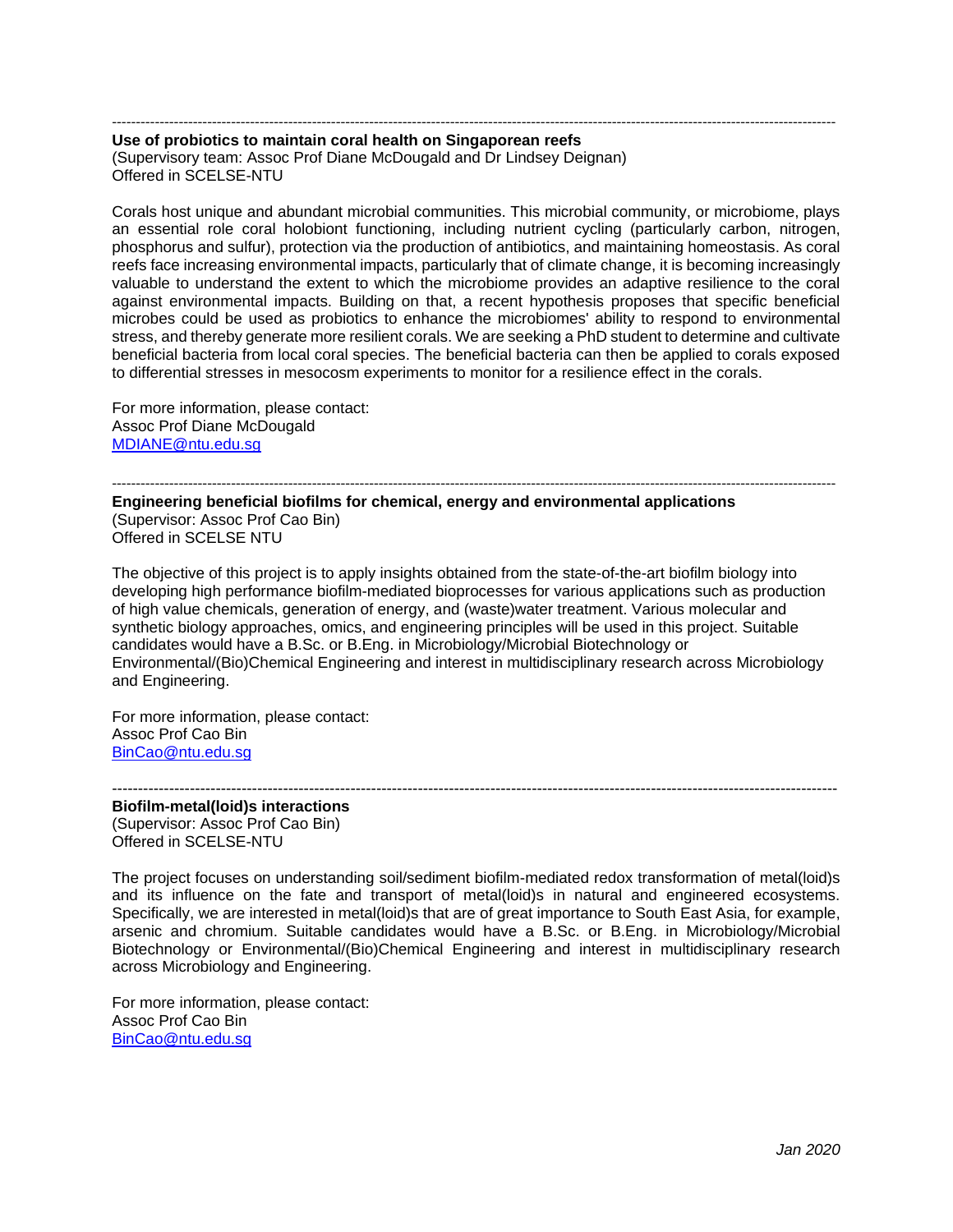---

**Use of probiotics to maintain coral health on Singaporean reefs**
(Supervisory team: Assoc Prof Diane McDougald and Dr Lindsey Deignan)
Offered in SCELSE-NTU

Corals host unique and abundant microbial communities. This microbial community, or microbiome, plays an essential role coral holobiont functioning, including nutrient cycling (particularly carbon, nitrogen, phosphorus and sulfur), protection via the production of antibiotics, and maintaining homeostasis. As coral reefs face increasing environmental impacts, particularly that of climate change, it is becoming increasingly valuable to understand the extent to which the microbiome provides an adaptive resilience to the coral against environmental impacts. Building on that, a recent hypothesis proposes that specific beneficial microbes could be used as probiotics to enhance the microbiomes' ability to respond to environmental stress, and thereby generate more resilient corals. We are seeking a PhD student to determine and cultivate beneficial bacteria from local coral species. The beneficial bacteria can then be applied to corals exposed to differential stresses in mesocosm experiments to monitor for a resilience effect in the corals.

For more information, please contact:
Assoc Prof Diane McDougald
MDIANE@ntu.edu.sg

---

**Engineering beneficial biofilms for chemical, energy and environmental applications**
(Supervisor: Assoc Prof Cao Bin)
Offered in SCELSE NTU

The objective of this project is to apply insights obtained from the state-of-the-art biofilm biology into developing high performance biofilm-mediated bioprocesses for various applications such as production of high value chemicals, generation of energy, and (waste)water treatment. Various molecular and synthetic biology approaches, omics, and engineering principles will be used in this project. Suitable candidates would have a B.Sc. or B.Eng. in Microbiology/Microbial Biotechnology or Environmental/(Bio)Chemical Engineering and interest in multidisciplinary research across Microbiology and Engineering.

For more information, please contact:
Assoc Prof Cao Bin
BinCao@ntu.edu.sg

---

**Biofilm-metal(loid)s interactions**
(Supervisor: Assoc Prof Cao Bin)
Offered in SCELSE-NTU

The project focuses on understanding soil/sediment biofilm-mediated redox transformation of metal(loid)s and its influence on the fate and transport of metal(loid)s in natural and engineered ecosystems. Specifically, we are interested in metal(loid)s that are of great importance to South East Asia, for example, arsenic and chromium. Suitable candidates would have a B.Sc. or B.Eng. in Microbiology/Microbial Biotechnology or Environmental/(Bio)Chemical Engineering and interest in multidisciplinary research across Microbiology and Engineering.

For more information, please contact:
Assoc Prof Cao Bin
BinCao@ntu.edu.sg

*Jan 2020*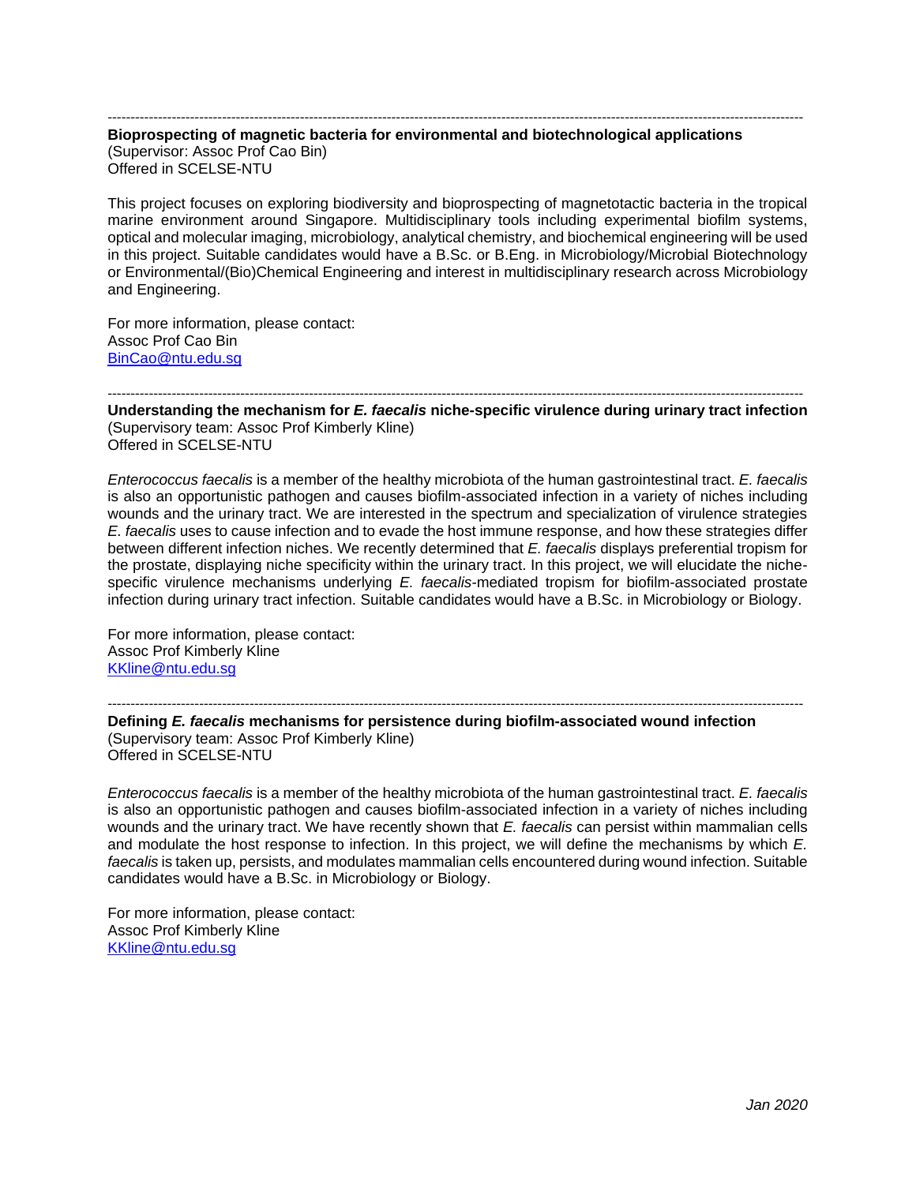---

**Bioprospecting of magnetic bacteria for environmental and biotechnological applications**
(Supervisor: Assoc Prof Cao Bin)
Offered in SCELSE-NTU

This project focuses on exploring biodiversity and bioprospecting of magnetotactic bacteria in the tropical marine environment around Singapore. Multidisciplinary tools including experimental biofilm systems, optical and molecular imaging, microbiology, analytical chemistry, and biochemical engineering will be used in this project. Suitable candidates would have a B.Sc. or B.Eng. in Microbiology/Microbial Biotechnology or Environmental/(Bio)Chemical Engineering and interest in multidisciplinary research across Microbiology and Engineering.

For more information, please contact:
Assoc Prof Cao Bin
BinCao@ntu.edu.sg

---

**Understanding the mechanism for *E. faecalis* niche-specific virulence during urinary tract infection**
(Supervisory team: Assoc Prof Kimberly Kline)
Offered in SCELSE-NTU

*Enterococcus faecalis* is a member of the healthy microbiota of the human gastrointestinal tract. *E. faecalis* is also an opportunistic pathogen and causes biofilm-associated infection in a variety of niches including wounds and the urinary tract. We are interested in the spectrum and specialization of virulence strategies *E. faecalis* uses to cause infection and to evade the host immune response, and how these strategies differ between different infection niches. We recently determined that *E. faecalis* displays preferential tropism for the prostate, displaying niche specificity within the urinary tract. In this project, we will elucidate the niche-specific virulence mechanisms underlying *E. faecalis*-mediated tropism for biofilm-associated prostate infection during urinary tract infection. Suitable candidates would have a B.Sc. in Microbiology or Biology.

For more information, please contact:
Assoc Prof Kimberly Kline
KKline@ntu.edu.sg

---

**Defining *E. faecalis* mechanisms for persistence during biofilm-associated wound infection**
(Supervisory team: Assoc Prof Kimberly Kline)
Offered in SCELSE-NTU

*Enterococcus faecalis* is a member of the healthy microbiota of the human gastrointestinal tract. *E. faecalis* is also an opportunistic pathogen and causes biofilm-associated infection in a variety of niches including wounds and the urinary tract. We have recently shown that *E. faecalis* can persist within mammalian cells and modulate the host response to infection. In this project, we will define the mechanisms by which *E. faecalis* is taken up, persists, and modulates mammalian cells encountered during wound infection. Suitable candidates would have a B.Sc. in Microbiology or Biology.

For more information, please contact:
Assoc Prof Kimberly Kline
KKline@ntu.edu.sg

*Jan 2020*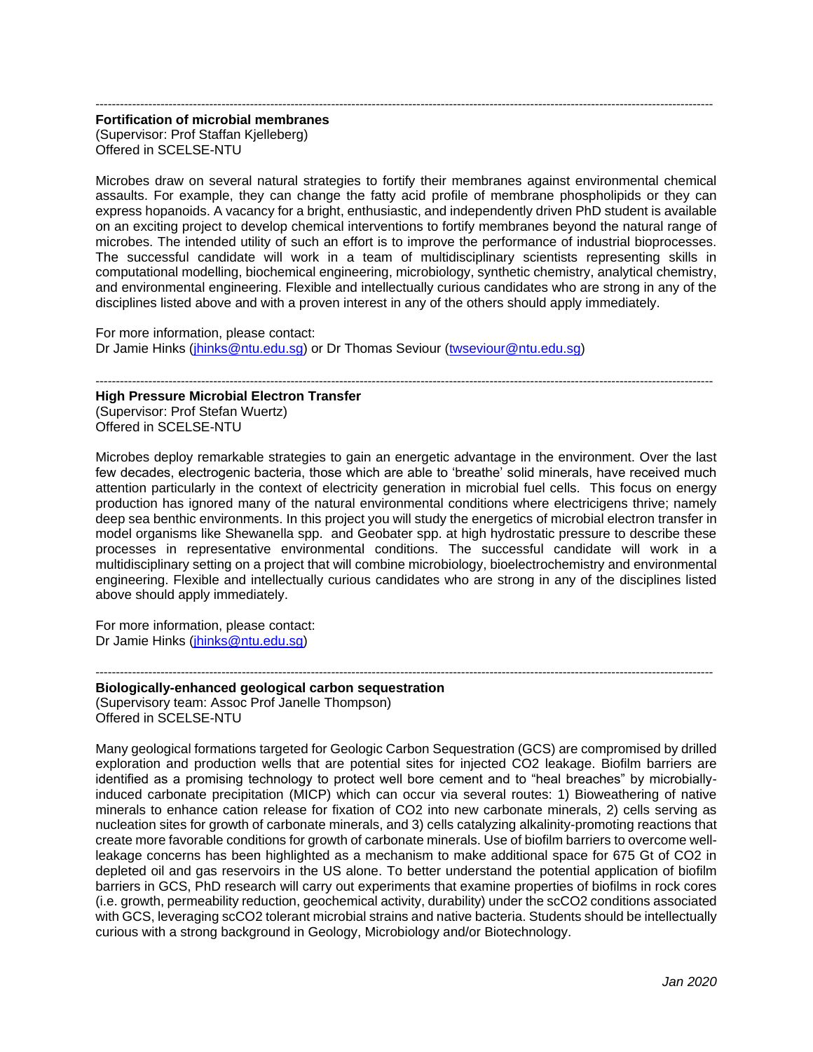---

**Fortification of microbial membranes**
(Supervisor: Prof Staffan Kjelleberg)
Offered in SCELSE-NTU

Microbes draw on several natural strategies to fortify their membranes against environmental chemical assaults. For example, they can change the fatty acid profile of membrane phospholipids or they can express hopanoids. A vacancy for a bright, enthusiastic, and independently driven PhD student is available on an exciting project to develop chemical interventions to fortify membranes beyond the natural range of microbes. The intended utility of such an effort is to improve the performance of industrial bioprocesses. The successful candidate will work in a team of multidisciplinary scientists representing skills in computational modelling, biochemical engineering, microbiology, synthetic chemistry, analytical chemistry, and environmental engineering. Flexible and intellectually curious candidates who are strong in any of the disciplines listed above and with a proven interest in any of the others should apply immediately.

For more information, please contact:
Dr Jamie Hinks (jhinks@ntu.edu.sg) or Dr Thomas Seviour (twseviour@ntu.edu.sg)

---

**High Pressure Microbial Electron Transfer**
(Supervisor: Prof Stefan Wuertz)
Offered in SCELSE-NTU

Microbes deploy remarkable strategies to gain an energetic advantage in the environment. Over the last few decades, electrogenic bacteria, those which are able to 'breathe' solid minerals, have received much attention particularly in the context of electricity generation in microbial fuel cells. This focus on energy production has ignored many of the natural environmental conditions where electricigens thrive; namely deep sea benthic environments. In this project you will study the energetics of microbial electron transfer in model organisms like Shewanella spp. and Geobater spp. at high hydrostatic pressure to describe these processes in representative environmental conditions. The successful candidate will work in a multidisciplinary setting on a project that will combine microbiology, bioelectrochemistry and environmental engineering. Flexible and intellectually curious candidates who are strong in any of the disciplines listed above should apply immediately.

For more information, please contact:
Dr Jamie Hinks (jhinks@ntu.edu.sg)

---

**Biologically-enhanced geological carbon sequestration**
(Supervisory team: Assoc Prof Janelle Thompson)
Offered in SCELSE-NTU

Many geological formations targeted for Geologic Carbon Sequestration (GCS) are compromised by drilled exploration and production wells that are potential sites for injected $CO_2$ leakage. Biofilm barriers are identified as a promising technology to protect well bore cement and to "heal breaches" by microbially-induced carbonate precipitation (MICP) which can occur via several routes: 1) Bioweathering of native minerals to enhance cation release for fixation of $CO_2$ into new carbonate minerals, 2) cells serving as nucleation sites for growth of carbonate minerals, and 3) cells catalyzing alkalinity-promoting reactions that create more favorable conditions for growth of carbonate minerals. Use of biofilm barriers to overcome well-leakage concerns has been highlighted as a mechanism to make additional space for 675 Gt of $CO_2$ in depleted oil and gas reservoirs in the US alone. To better understand the potential application of biofilm barriers in GCS, PhD research will carry out experiments that examine properties of biofilms in rock cores (i.e. growth, permeability reduction, geochemical activity, durability) under the $scCO_2$ conditions associated with GCS, leveraging $scCO_2$ tolerant microbial strains and native bacteria. Students should be intellectually curious with a strong background in Geology, Microbiology and/or Biotechnology.

*Jan 2020*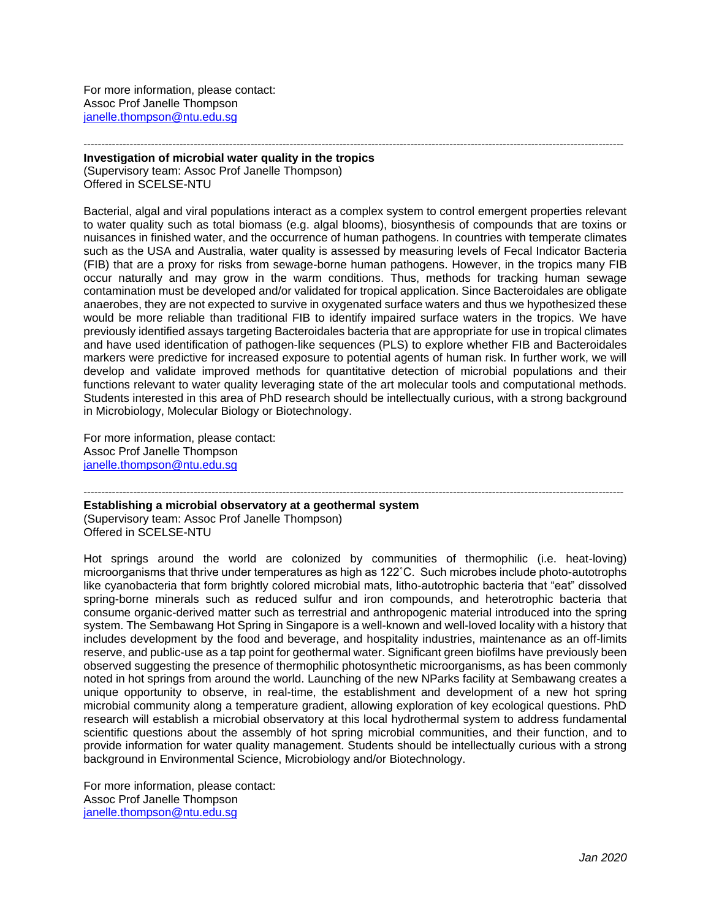For more information, please contact:
Assoc Prof Janelle Thompson
janelle.thompson@ntu.edu.sg

---

**Investigation of microbial water quality in the tropics**
(Supervisory team: Assoc Prof Janelle Thompson)
Offered in SCELSE-NTU

Bacterial, algal and viral populations interact as a complex system to control emergent properties relevant to water quality such as total biomass (e.g. algal blooms), biosynthesis of compounds that are toxins or nuisances in finished water, and the occurrence of human pathogens. In countries with temperate climates such as the USA and Australia, water quality is assessed by measuring levels of Fecal Indicator Bacteria (FIB) that are a proxy for risks from sewage-borne human pathogens. However, in the tropics many FIB occur naturally and may grow in the warm conditions. Thus, methods for tracking human sewage contamination must be developed and/or validated for tropical application. Since Bacteroidales are obligate anaerobes, they are not expected to survive in oxygenated surface waters and thus we hypothesized these would be more reliable than traditional FIB to identify impaired surface waters in the tropics. We have previously identified assays targeting Bacteroidales bacteria that are appropriate for use in tropical climates and have used identification of pathogen-like sequences (PLS) to explore whether FIB and Bacteroidales markers were predictive for increased exposure to potential agents of human risk. In further work, we will develop and validate improved methods for quantitative detection of microbial populations and their functions relevant to water quality leveraging state of the art molecular tools and computational methods. Students interested in this area of PhD research should be intellectually curious, with a strong background in Microbiology, Molecular Biology or Biotechnology.

For more information, please contact:
Assoc Prof Janelle Thompson
janelle.thompson@ntu.edu.sg

---

**Establishing a microbial observatory at a geothermal system**
(Supervisory team: Assoc Prof Janelle Thompson)
Offered in SCELSE-NTU

Hot springs around the world are colonized by communities of thermophilic (i.e. heat-loving) microorganisms that thrive under temperatures as high as 122˚C. Such microbes include photo-autotrophs like cyanobacteria that form brightly colored microbial mats, litho-autotrophic bacteria that "eat" dissolved spring-borne minerals such as reduced sulfur and iron compounds, and heterotrophic bacteria that consume organic-derived matter such as terrestrial and anthropogenic material introduced into the spring system. The Sembawang Hot Spring in Singapore is a well-known and well-loved locality with a history that includes development by the food and beverage, and hospitality industries, maintenance as an off-limits reserve, and public-use as a tap point for geothermal water. Significant green biofilms have previously been observed suggesting the presence of thermophilic photosynthetic microorganisms, as has been commonly noted in hot springs from around the world. Launching of the new NParks facility at Sembawang creates a unique opportunity to observe, in real-time, the establishment and development of a new hot spring microbial community along a temperature gradient, allowing exploration of key ecological questions. PhD research will establish a microbial observatory at this local hydrothermal system to address fundamental scientific questions about the assembly of hot spring microbial communities, and their function, and to provide information for water quality management. Students should be intellectually curious with a strong background in Environmental Science, Microbiology and/or Biotechnology.

For more information, please contact:
Assoc Prof Janelle Thompson
janelle.thompson@ntu.edu.sg

*Jan 2020*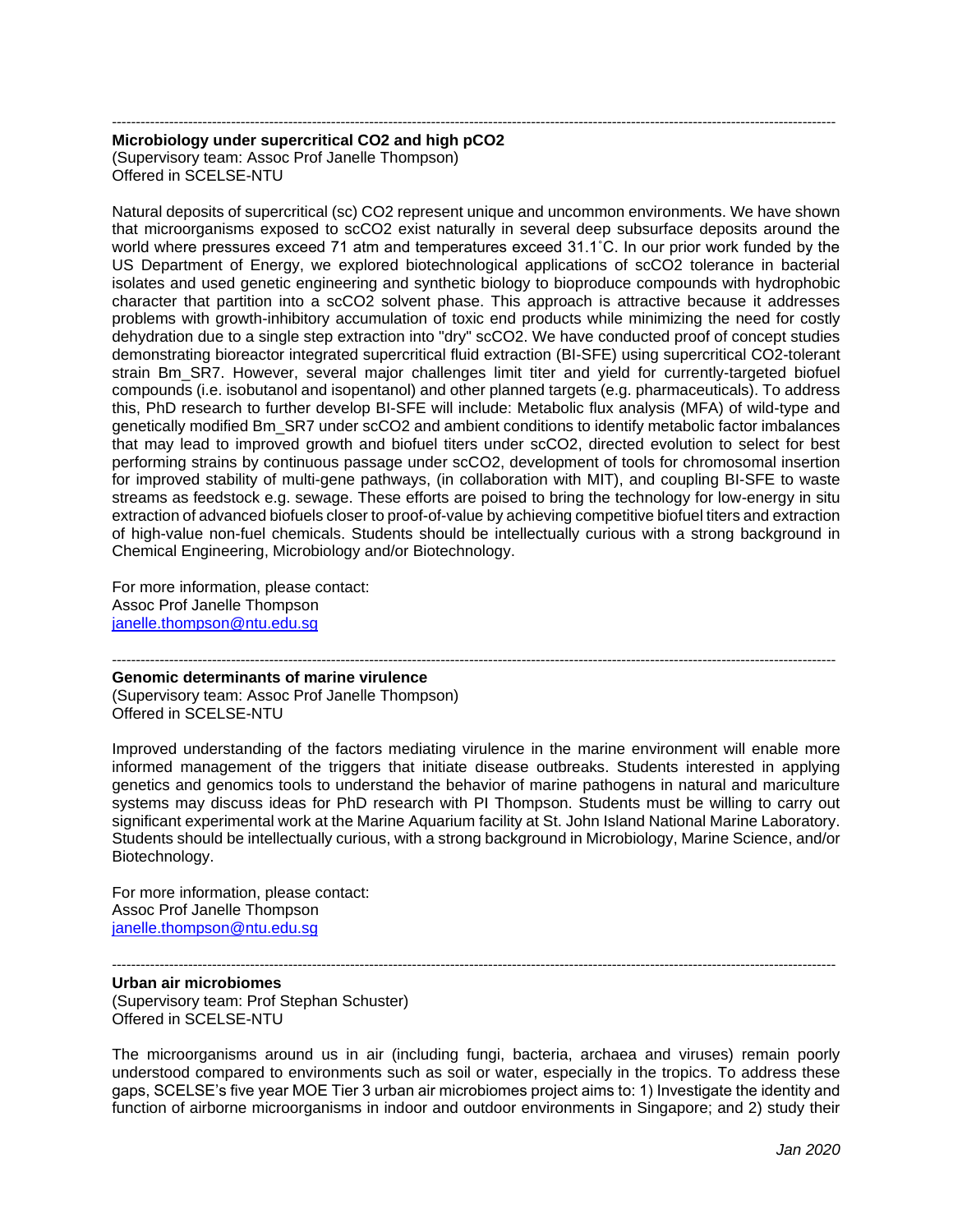---

**Microbiology under supercritical CO2 and high pCO2**
(Supervisory team: Assoc Prof Janelle Thompson)
Offered in SCELSE-NTU

Natural deposits of supercritical (sc) $CO_2$ represent unique and uncommon environments. We have shown that microorganisms exposed to sc$CO_2$ exist naturally in several deep subsurface deposits around the world where pressures exceed 71 atm and temperatures exceed 31.1˚C. In our prior work funded by the US Department of Energy, we explored biotechnological applications of sc$CO_2$ tolerance in bacterial isolates and used genetic engineering and synthetic biology to bioproduce compounds with hydrophobic character that partition into a sc$CO_2$ solvent phase. This approach is attractive because it addresses problems with growth-inhibitory accumulation of toxic end products while minimizing the need for costly dehydration due to a single step extraction into "dry" sc$CO_2$. We have conducted proof of concept studies demonstrating bioreactor integrated supercritical fluid extraction (BI-SFE) using supercritical $CO_2$-tolerant strain Bm_SR7. However, several major challenges limit titer and yield for currently-targeted biofuel compounds (i.e. isobutanol and isopentanol) and other planned targets (e.g. pharmaceuticals). To address this, PhD research to further develop BI-SFE will include: Metabolic flux analysis (MFA) of wild-type and genetically modified Bm_SR7 under sc$CO_2$ and ambient conditions to identify metabolic factor imbalances that may lead to improved growth and biofuel titers under sc$CO_2$, directed evolution to select for best performing strains by continuous passage under sc$CO_2$, development of tools for chromosomal insertion for improved stability of multi-gene pathways, (in collaboration with MIT), and coupling BI-SFE to waste streams as feedstock e.g. sewage. These efforts are poised to bring the technology for low-energy in situ extraction of advanced biofuels closer to proof-of-value by achieving competitive biofuel titers and extraction of high-value non-fuel chemicals. Students should be intellectually curious with a strong background in Chemical Engineering, Microbiology and/or Biotechnology.

For more information, please contact:
Assoc Prof Janelle Thompson
janelle.thompson@ntu.edu.sg

---

**Genomic determinants of marine virulence**
(Supervisory team: Assoc Prof Janelle Thompson)
Offered in SCELSE-NTU

Improved understanding of the factors mediating virulence in the marine environment will enable more informed management of the triggers that initiate disease outbreaks. Students interested in applying genetics and genomics tools to understand the behavior of marine pathogens in natural and mariculture systems may discuss ideas for PhD research with PI Thompson. Students must be willing to carry out significant experimental work at the Marine Aquarium facility at St. John Island National Marine Laboratory. Students should be intellectually curious, with a strong background in Microbiology, Marine Science, and/or Biotechnology.

For more information, please contact:
Assoc Prof Janelle Thompson
janelle.thompson@ntu.edu.sg

---

**Urban air microbiomes**
(Supervisory team: Prof Stephan Schuster)
Offered in SCELSE-NTU

The microorganisms around us in air (including fungi, bacteria, archaea and viruses) remain poorly understood compared to environments such as soil or water, especially in the tropics. To address these gaps, SCELSE's five year MOE Tier 3 urban air microbiomes project aims to: 1) Investigate the identity and function of airborne microorganisms in indoor and outdoor environments in Singapore; and 2) study their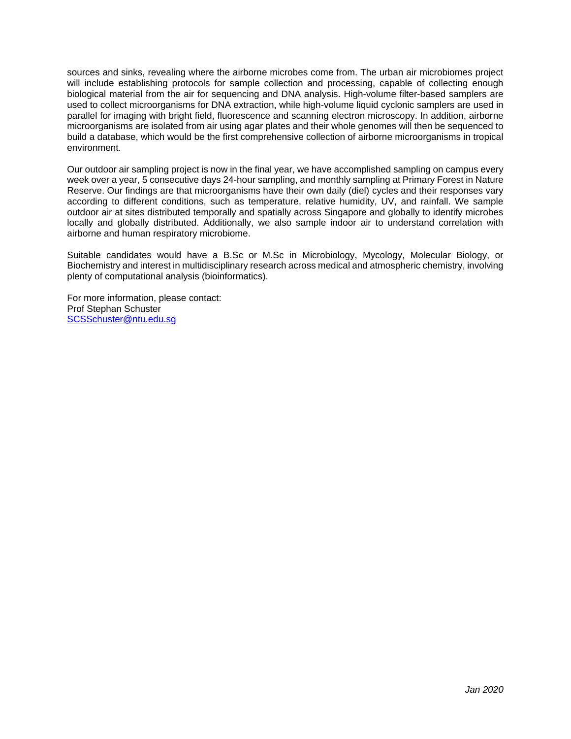sources and sinks, revealing where the airborne microbes come from. The urban air microbiomes project will include establishing protocols for sample collection and processing, capable of collecting enough biological material from the air for sequencing and DNA analysis. High-volume filter-based samplers are used to collect microorganisms for DNA extraction, while high-volume liquid cyclonic samplers are used in parallel for imaging with bright field, fluorescence and scanning electron microscopy. In addition, airborne microorganisms are isolated from air using agar plates and their whole genomes will then be sequenced to build a database, which would be the first comprehensive collection of airborne microorganisms in tropical environment.

Our outdoor air sampling project is now in the final year, we have accomplished sampling on campus every week over a year, 5 consecutive days 24-hour sampling, and monthly sampling at Primary Forest in Nature Reserve. Our findings are that microorganisms have their own daily (diel) cycles and their responses vary according to different conditions, such as temperature, relative humidity, UV, and rainfall. We sample outdoor air at sites distributed temporally and spatially across Singapore and globally to identify microbes locally and globally distributed. Additionally, we also sample indoor air to understand correlation with airborne and human respiratory microbiome.

Suitable candidates would have a B.Sc or M.Sc in Microbiology, Mycology, Molecular Biology, or Biochemistry and interest in multidisciplinary research across medical and atmospheric chemistry, involving plenty of computational analysis (bioinformatics).

For more information, please contact:
Prof Stephan Schuster
SCSSchuster@ntu.edu.sg

*Jan 2020*